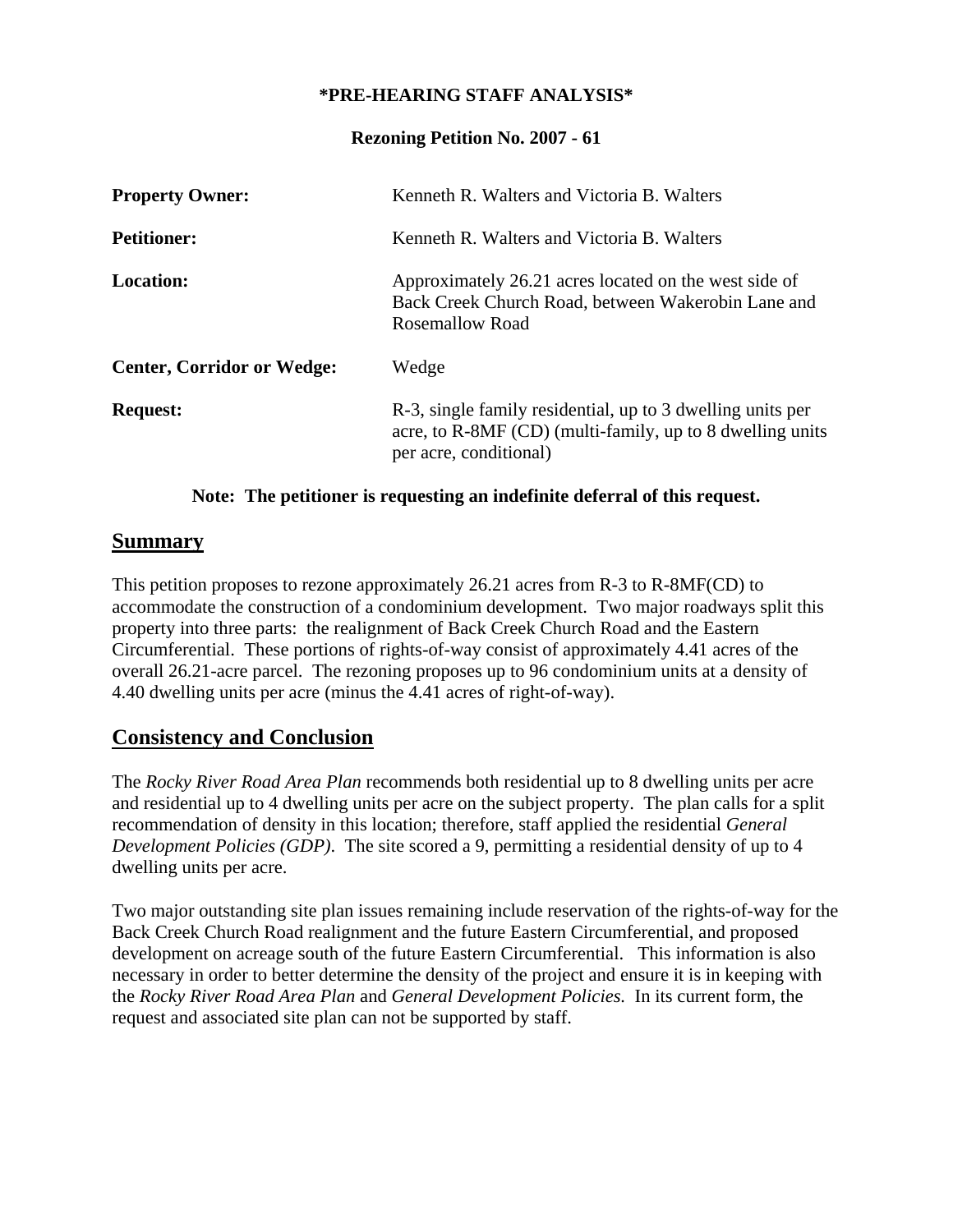**\*PRE-HEARING STAFF ANALYSIS\***

**Rezoning Petition No. 2007 - 61**

| | |
|---|---|
| **Property Owner:** | Kenneth R. Walters and Victoria B. Walters |
| **Petitioner:** | Kenneth R. Walters and Victoria B. Walters |
| **Location:** | Approximately 26.21 acres located on the west side of Back Creek Church Road, between Wakerobin Lane and Rosemallow Road |
| **Center, Corridor or Wedge:** | Wedge |
| **Request:** | R-3, single family residential, up to 3 dwelling units per acre, to R-8MF (CD) (multi-family, up to 8 dwelling units per acre, conditional) |

**Note: The petitioner is requesting an indefinite deferral of this request.**

## Summary

This petition proposes to rezone approximately 26.21 acres from R-3 to R-8MF(CD) to accommodate the construction of a condominium development. Two major roadways split this property into three parts: the realignment of Back Creek Church Road and the Eastern Circumferential. These portions of rights-of-way consist of approximately 4.41 acres of the overall 26.21-acre parcel. The rezoning proposes up to 96 condominium units at a density of 4.40 dwelling units per acre (minus the 4.41 acres of right-of-way).

## Consistency and Conclusion

The *Rocky River Road Area Plan* recommends both residential up to 8 dwelling units per acre and residential up to 4 dwelling units per acre on the subject property. The plan calls for a split recommendation of density in this location; therefore, staff applied the residential *General Development Policies (GDP)*. The site scored a 9, permitting a residential density of up to 4 dwelling units per acre.

Two major outstanding site plan issues remaining include reservation of the rights-of-way for the Back Creek Church Road realignment and the future Eastern Circumferential, and proposed development on acreage south of the future Eastern Circumferential. This information is also necessary in order to better determine the density of the project and ensure it is in keeping with the *Rocky River Road Area Plan* and *General Development Policies.* In its current form, the request and associated site plan can not be supported by staff.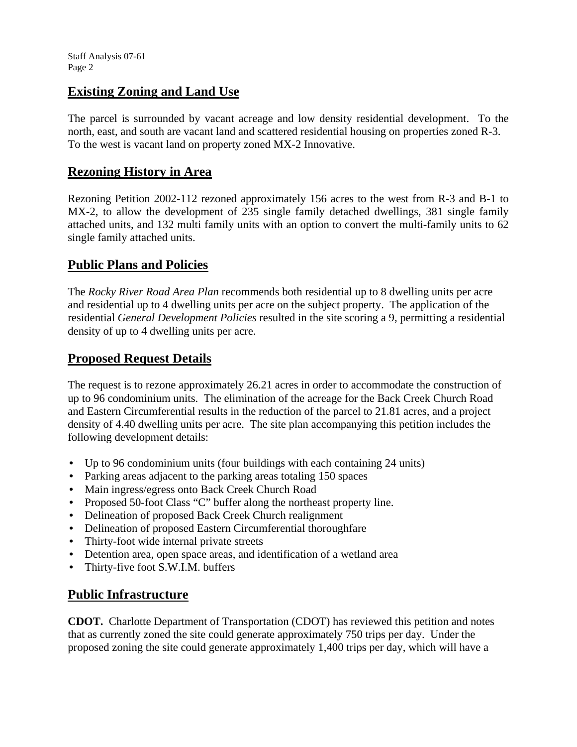## Existing Zoning and Land Use

The parcel is surrounded by vacant acreage and low density residential development. To the north, east, and south are vacant land and scattered residential housing on properties zoned R-3. To the west is vacant land on property zoned MX-2 Innovative.

## Rezoning History in Area

Rezoning Petition 2002-112 rezoned approximately 156 acres to the west from R-3 and B-1 to MX-2, to allow the development of 235 single family detached dwellings, 381 single family attached units, and 132 multi family units with an option to convert the multi-family units to 62 single family attached units.

## Public Plans and Policies

The *Rocky River Road Area Plan* recommends both residential up to 8 dwelling units per acre and residential up to 4 dwelling units per acre on the subject property. The application of the residential *General Development Policies* resulted in the site scoring a 9, permitting a residential density of up to 4 dwelling units per acre.

## Proposed Request Details

The request is to rezone approximately 26.21 acres in order to accommodate the construction of up to 96 condominium units. The elimination of the acreage for the Back Creek Church Road and Eastern Circumferential results in the reduction of the parcel to 21.81 acres, and a project density of 4.40 dwelling units per acre. The site plan accompanying this petition includes the following development details:

- Up to 96 condominium units (four buildings with each containing 24 units)
- Parking areas adjacent to the parking areas totaling 150 spaces
- Main ingress/egress onto Back Creek Church Road
- Proposed 50-foot Class "C" buffer along the northeast property line.
- Delineation of proposed Back Creek Church realignment
- Delineation of proposed Eastern Circumferential thoroughfare
- Thirty-foot wide internal private streets
- Detention area, open space areas, and identification of a wetland area
- Thirty-five foot S.W.I.M. buffers

## Public Infrastructure

**CDOT.** Charlotte Department of Transportation (CDOT) has reviewed this petition and notes that as currently zoned the site could generate approximately 750 trips per day. Under the proposed zoning the site could generate approximately 1,400 trips per day, which will have a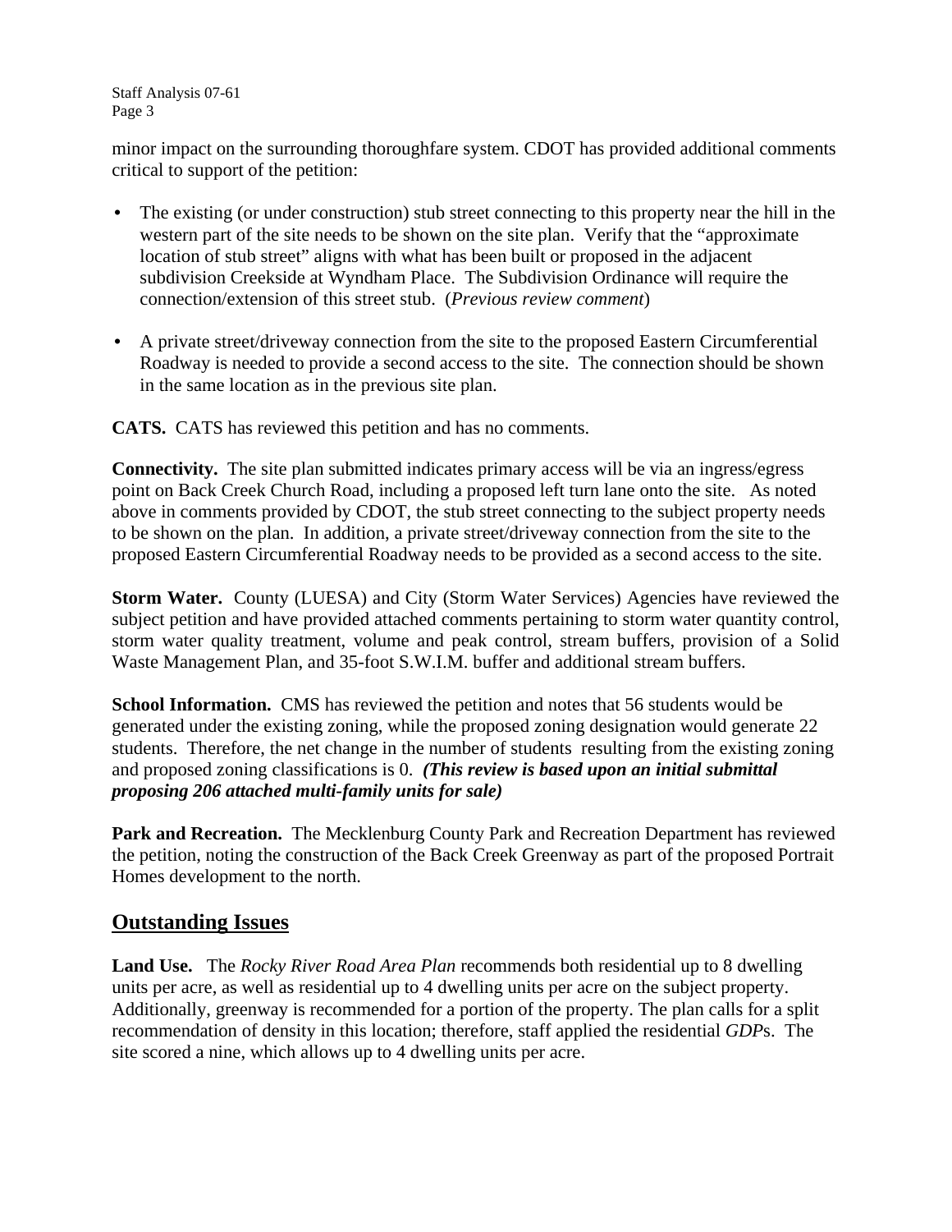minor impact on the surrounding thoroughfare system. CDOT has provided additional comments critical to support of the petition:

- The existing (or under construction) stub street connecting to this property near the hill in the western part of the site needs to be shown on the site plan. Verify that the "approximate location of stub street" aligns with what has been built or proposed in the adjacent subdivision Creekside at Wyndham Place. The Subdivision Ordinance will require the connection/extension of this street stub. (*Previous review comment*)
- A private street/driveway connection from the site to the proposed Eastern Circumferential Roadway is needed to provide a second access to the site. The connection should be shown in the same location as in the previous site plan.

**CATS.** CATS has reviewed this petition and has no comments.

**Connectivity.** The site plan submitted indicates primary access will be via an ingress/egress point on Back Creek Church Road, including a proposed left turn lane onto the site. As noted above in comments provided by CDOT, the stub street connecting to the subject property needs to be shown on the plan. In addition, a private street/driveway connection from the site to the proposed Eastern Circumferential Roadway needs to be provided as a second access to the site.

**Storm Water.** County (LUESA) and City (Storm Water Services) Agencies have reviewed the subject petition and have provided attached comments pertaining to storm water quantity control, storm water quality treatment, volume and peak control, stream buffers, provision of a Solid Waste Management Plan, and 35-foot S.W.I.M. buffer and additional stream buffers.

**School Information.** CMS has reviewed the petition and notes that 56 students would be generated under the existing zoning, while the proposed zoning designation would generate 22 students. Therefore, the net change in the number of students resulting from the existing zoning and proposed zoning classifications is 0. ***(This review is based upon an initial submittal proposing 206 attached multi-family units for sale)***

**Park and Recreation.** The Mecklenburg County Park and Recreation Department has reviewed the petition, noting the construction of the Back Creek Greenway as part of the proposed Portrait Homes development to the north.

## Outstanding Issues

**Land Use.** The *Rocky River Road Area Plan* recommends both residential up to 8 dwelling units per acre, as well as residential up to 4 dwelling units per acre on the subject property. Additionally, greenway is recommended for a portion of the property. The plan calls for a split recommendation of density in this location; therefore, staff applied the residential *GDP*s. The site scored a nine, which allows up to 4 dwelling units per acre.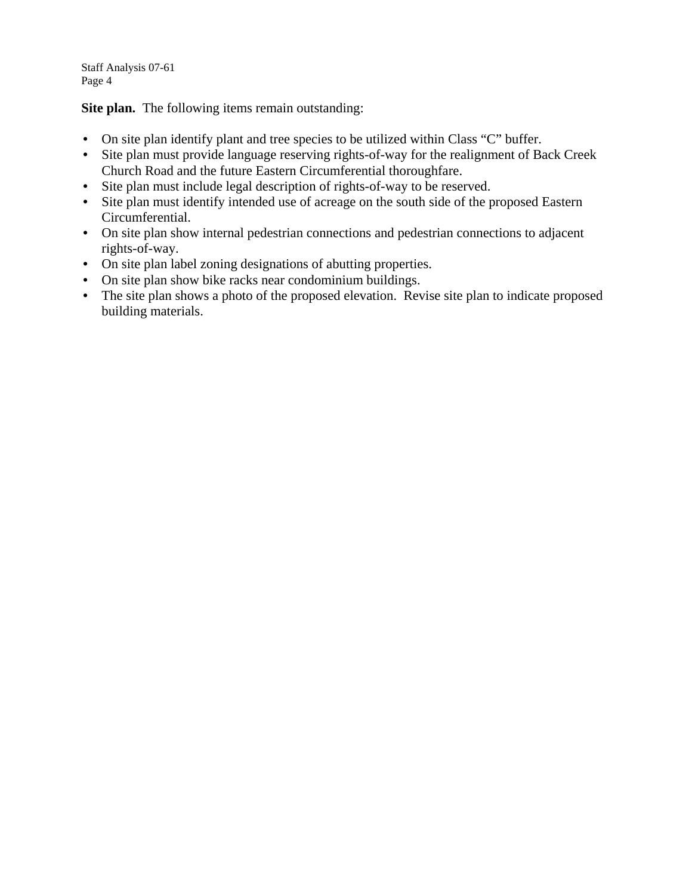**Site plan.** The following items remain outstanding:

- On site plan identify plant and tree species to be utilized within Class "C" buffer.
- Site plan must provide language reserving rights-of-way for the realignment of Back Creek Church Road and the future Eastern Circumferential thoroughfare.
- Site plan must include legal description of rights-of-way to be reserved.
- Site plan must identify intended use of acreage on the south side of the proposed Eastern Circumferential.
- On site plan show internal pedestrian connections and pedestrian connections to adjacent rights-of-way.
- On site plan label zoning designations of abutting properties.
- On site plan show bike racks near condominium buildings.
- The site plan shows a photo of the proposed elevation. Revise site plan to indicate proposed building materials.